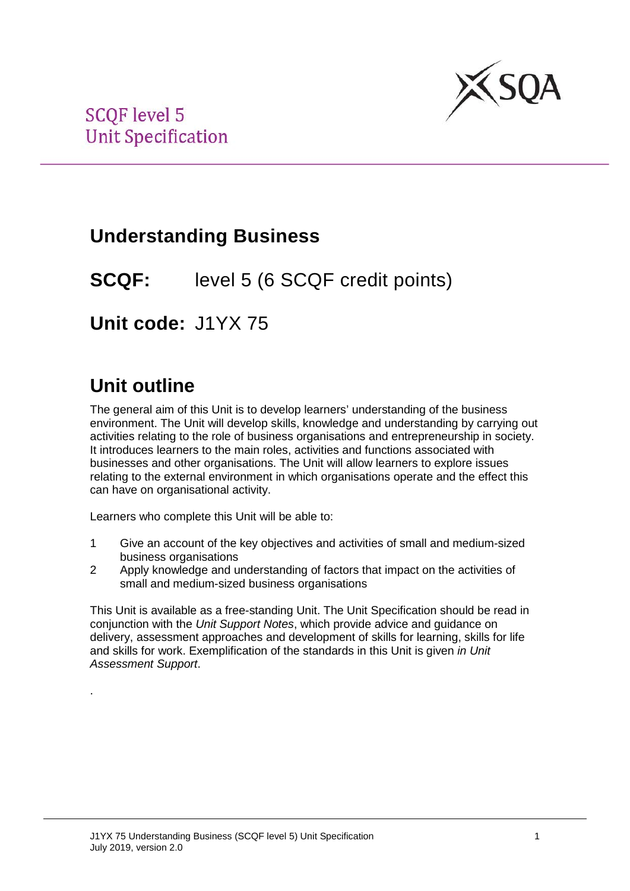SCQF level 5
Unit Specification

# Understanding Business

**SCQF:** level 5 (6 SCQF credit points)

**Unit code:** J1YX 75

## Unit outline

The general aim of this Unit is to develop learners' understanding of the business environment. The Unit will develop skills, knowledge and understanding by carrying out activities relating to the role of business organisations and entrepreneurship in society. It introduces learners to the main roles, activities and functions associated with businesses and other organisations. The Unit will allow learners to explore issues relating to the external environment in which organisations operate and the effect this can have on organisational activity.

Learners who complete this Unit will be able to:

1. Give an account of the key objectives and activities of small and medium-sized business organisations
2. Apply knowledge and understanding of factors that impact on the activities of small and medium-sized business organisations

This Unit is available as a free-standing Unit. The Unit Specification should be read in conjunction with the *Unit Support Notes*, which provide advice and guidance on delivery, assessment approaches and development of skills for learning, skills for life and skills for work. Exemplification of the standards in this Unit is given *in Unit Assessment Support*.

.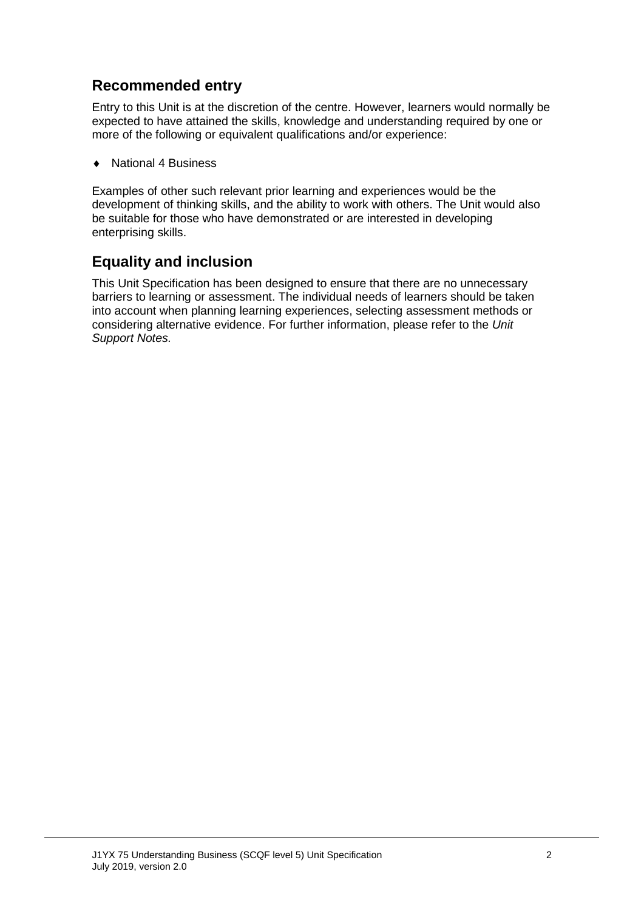## Recommended entry

Entry to this Unit is at the discretion of the centre. However, learners would normally be expected to have attained the skills, knowledge and understanding required by one or more of the following or equivalent qualifications and/or experience:

- National 4 Business

Examples of other such relevant prior learning and experiences would be the development of thinking skills, and the ability to work with others. The Unit would also be suitable for those who have demonstrated or are interested in developing enterprising skills.

## Equality and inclusion

This Unit Specification has been designed to ensure that there are no unnecessary barriers to learning or assessment. The individual needs of learners should be taken into account when planning learning experiences, selecting assessment methods or considering alternative evidence. For further information, please refer to the *Unit Support Notes.*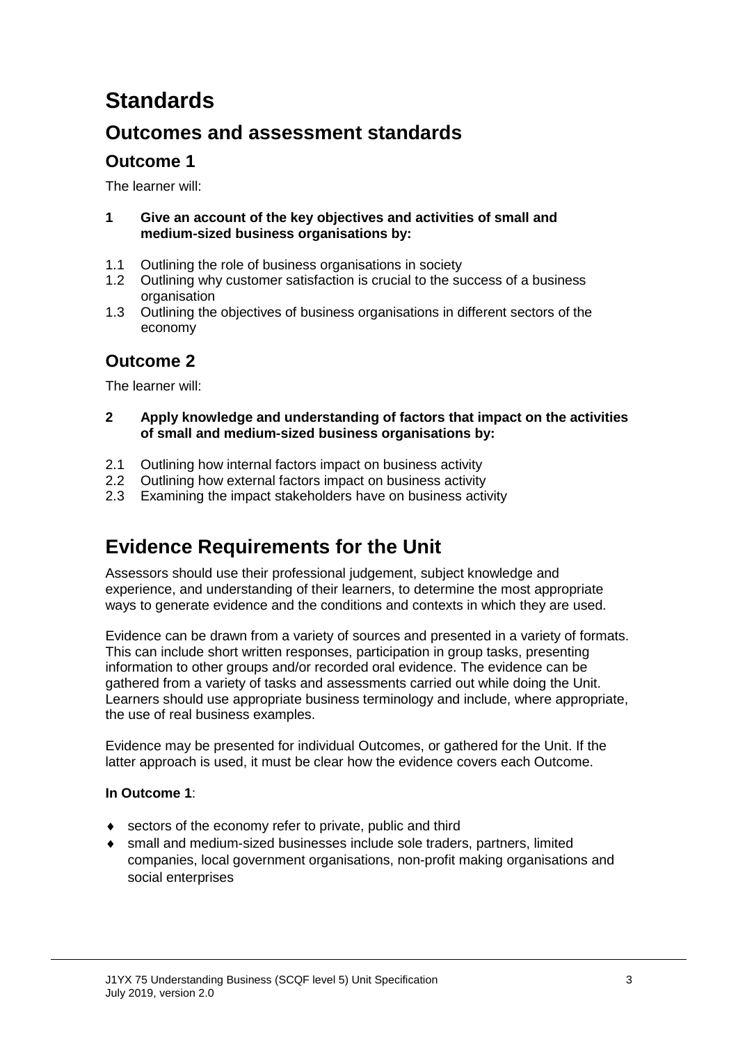# Standards

## Outcomes and assessment standards

### Outcome 1

The learner will:

**1 Give an account of the key objectives and activities of small and medium-sized business organisations by:**

1.1 Outlining the role of business organisations in society
1.2 Outlining why customer satisfaction is crucial to the success of a business organisation
1.3 Outlining the objectives of business organisations in different sectors of the economy

### Outcome 2

The learner will:

**2 Apply knowledge and understanding of factors that impact on the activities of small and medium-sized business organisations by:**

2.1 Outlining how internal factors impact on business activity
2.2 Outlining how external factors impact on business activity
2.3 Examining the impact stakeholders have on business activity

# Evidence Requirements for the Unit

Assessors should use their professional judgement, subject knowledge and experience, and understanding of their learners, to determine the most appropriate ways to generate evidence and the conditions and contexts in which they are used.

Evidence can be drawn from a variety of sources and presented in a variety of formats. This can include short written responses, participation in group tasks, presenting information to other groups and/or recorded oral evidence. The evidence can be gathered from a variety of tasks and assessments carried out while doing the Unit. Learners should use appropriate business terminology and include, where appropriate, the use of real business examples.

Evidence may be presented for individual Outcomes, or gathered for the Unit. If the latter approach is used, it must be clear how the evidence covers each Outcome.

**In Outcome 1**:

- sectors of the economy refer to private, public and third
- small and medium-sized businesses include sole traders, partners, limited companies, local government organisations, non-profit making organisations and social enterprises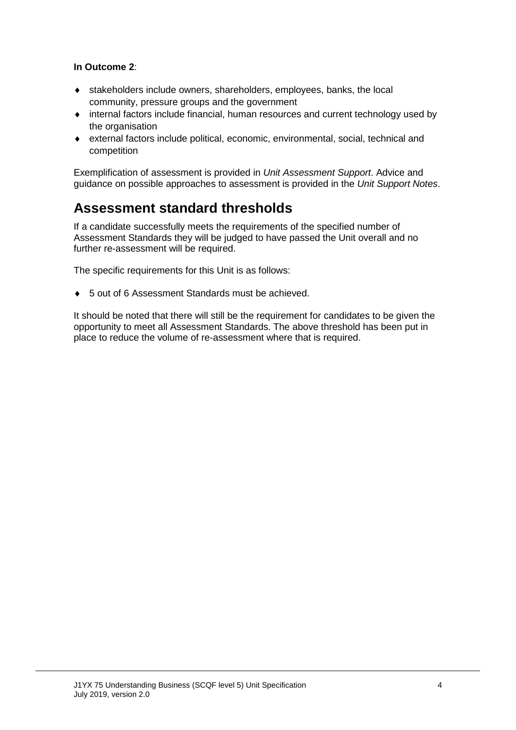**In Outcome 2**:

- stakeholders include owners, shareholders, employees, banks, the local community, pressure groups and the government
- internal factors include financial, human resources and current technology used by the organisation
- external factors include political, economic, environmental, social, technical and competition

Exemplification of assessment is provided in *Unit Assessment Support*. Advice and guidance on possible approaches to assessment is provided in the *Unit Support Notes*.

## Assessment standard thresholds

If a candidate successfully meets the requirements of the specified number of Assessment Standards they will be judged to have passed the Unit overall and no further re-assessment will be required.

The specific requirements for this Unit is as follows:

- 5 out of 6 Assessment Standards must be achieved.

It should be noted that there will still be the requirement for candidates to be given the opportunity to meet all Assessment Standards. The above threshold has been put in place to reduce the volume of re-assessment where that is required.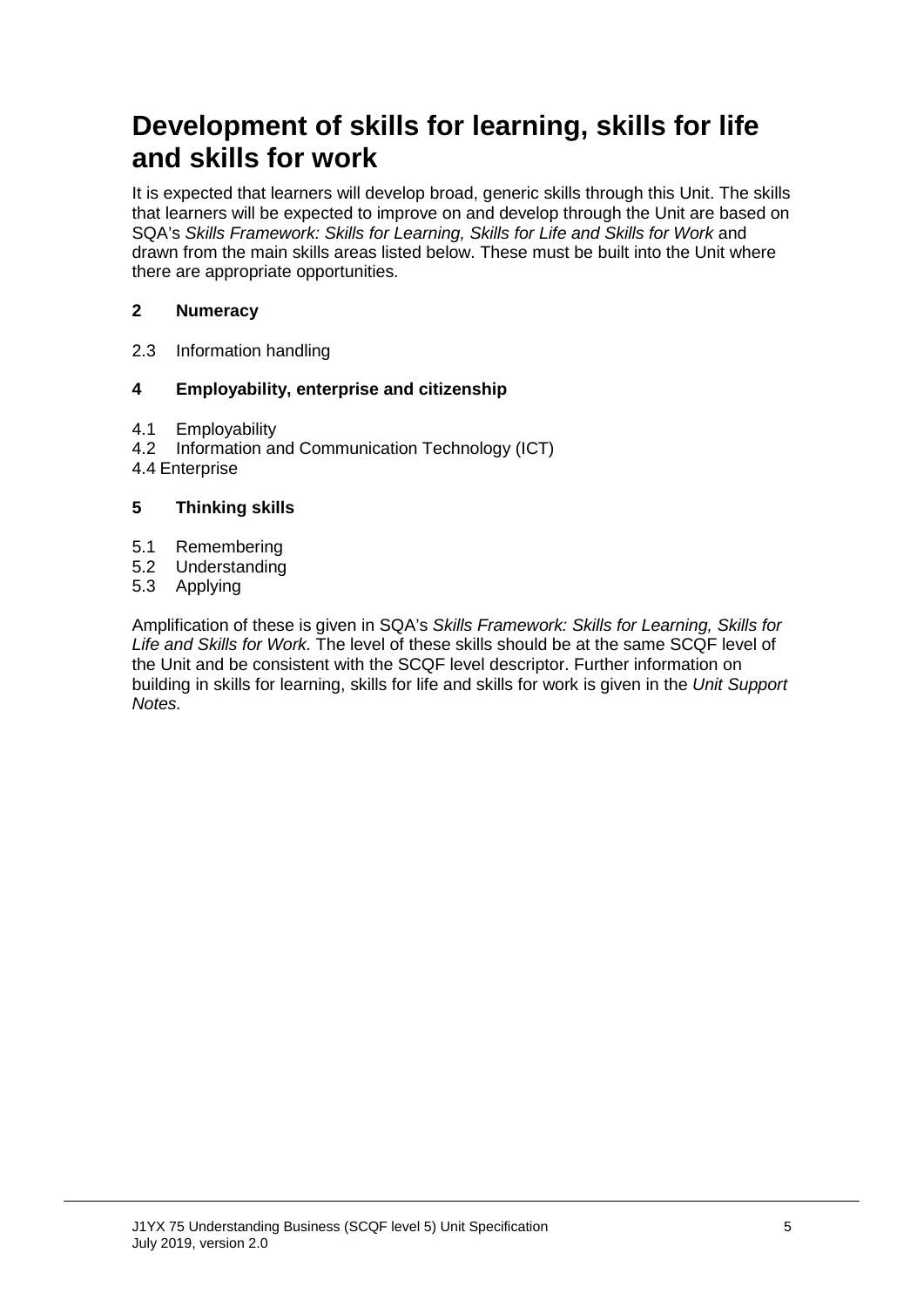# Development of skills for learning, skills for life and skills for work

It is expected that learners will develop broad, generic skills through this Unit. The skills that learners will be expected to improve on and develop through the Unit are based on SQA's *Skills Framework: Skills for Learning, Skills for Life and Skills for Work* and drawn from the main skills areas listed below. These must be built into the Unit where there are appropriate opportunities.

**2 Numeracy**

2.3 Information handling

**4 Employability, enterprise and citizenship**

4.1 Employability
4.2 Information and Communication Technology (ICT)
4.4 Enterprise

**5 Thinking skills**

5.1 Remembering
5.2 Understanding
5.3 Applying

Amplification of these is given in SQA's *Skills Framework: Skills for Learning, Skills for Life and Skills for Work.* The level of these skills should be at the same SCQF level of the Unit and be consistent with the SCQF level descriptor. Further information on building in skills for learning, skills for life and skills for work is given in the *Unit Support Notes.*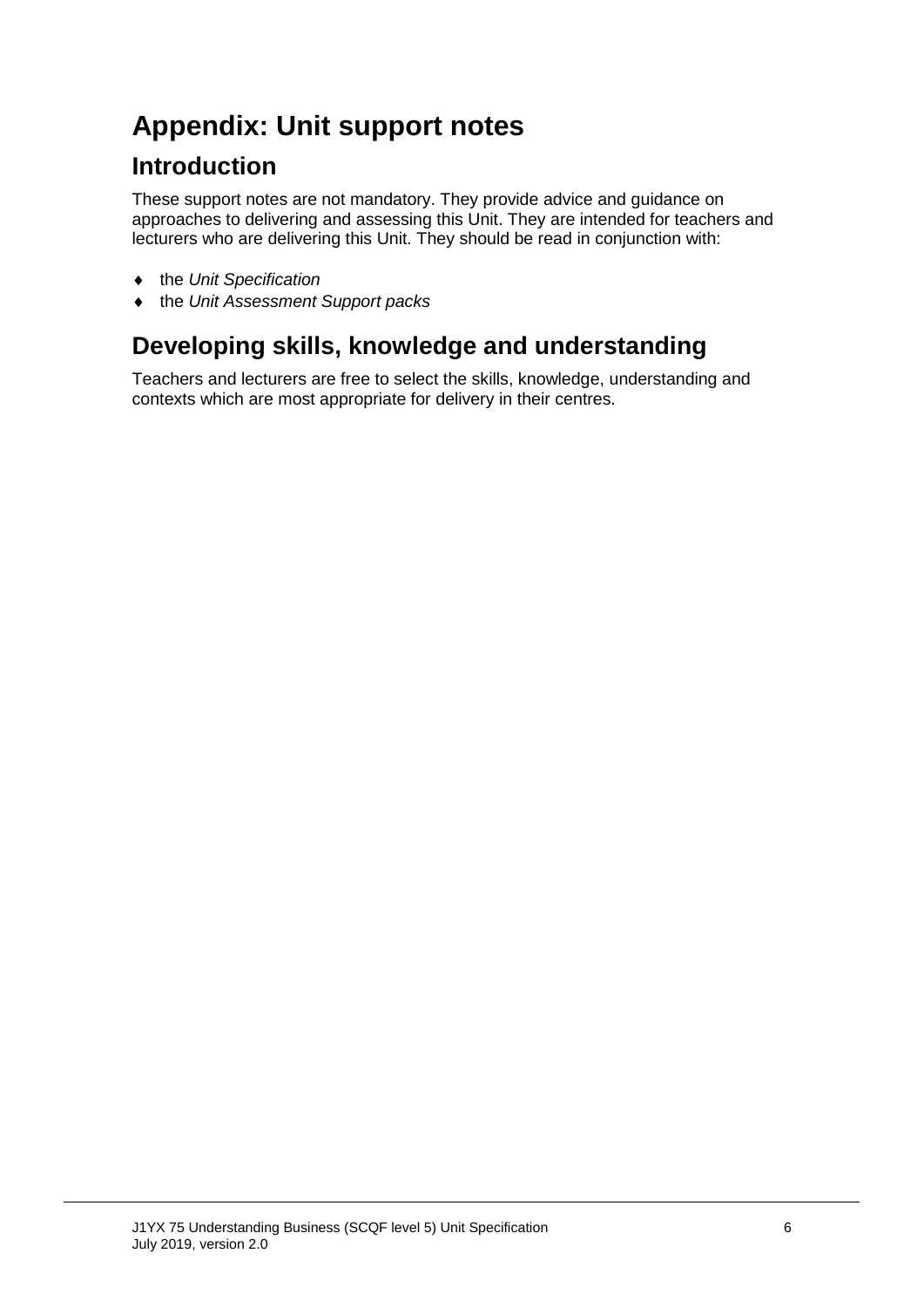# Appendix: Unit support notes

## Introduction

These support notes are not mandatory. They provide advice and guidance on approaches to delivering and assessing this Unit. They are intended for teachers and lecturers who are delivering this Unit. They should be read in conjunction with:

- the *Unit Specification*
- the *Unit Assessment Support packs*

## Developing skills, knowledge and understanding

Teachers and lecturers are free to select the skills, knowledge, understanding and contexts which are most appropriate for delivery in their centres.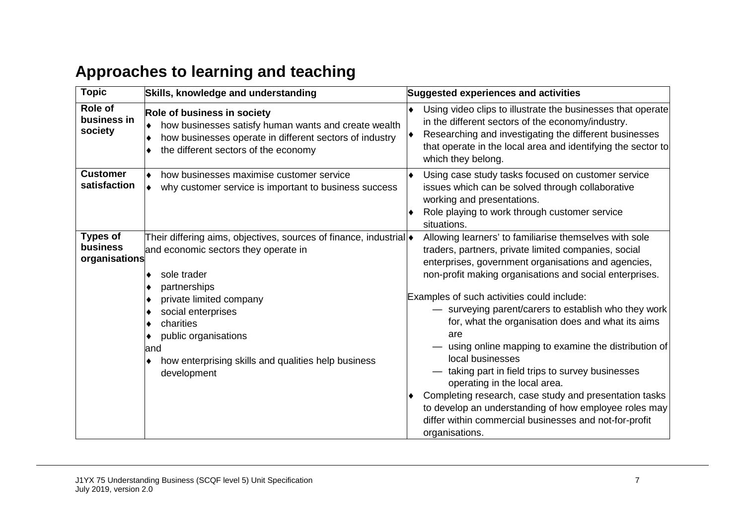## Approaches to learning and teaching

| Topic | Skills, knowledge and understanding | Suggested experiences and activities |
|---|---|---|
| **Role of business in society** | **Role of business in society**<br>♦ how businesses satisfy human wants and create wealth<br>♦ how businesses operate in different sectors of industry<br>♦ the different sectors of the economy | ♦ Using video clips to illustrate the businesses that operate in the different sectors of the economy/industry.<br>♦ Researching and investigating the different businesses that operate in the local area and identifying the sector to which they belong. |
| **Customer satisfaction** | ♦ how businesses maximise customer service<br>♦ why customer service is important to business success | ♦ Using case study tasks focused on customer service issues which can be solved through collaborative working and presentations.<br>♦ Role playing to work through customer service situations. |
| **Types of business organisations** | Their differing aims, objectives, sources of finance, industrial and economic sectors they operate in<br><br>♦ sole trader<br>♦ partnerships<br>♦ private limited company<br>♦ social enterprises<br>♦ charities<br>♦ public organisations<br>and<br>♦ how enterprising skills and qualities help business development | ♦ Allowing learners' to familiarise themselves with sole traders, partners, private limited companies, social enterprises, government organisations and agencies, non-profit making organisations and social enterprises.<br><br>Examples of such activities could include:<br>— surveying parent/carers to establish who they work for, what the organisation does and what its aims are<br>— using online mapping to examine the distribution of local businesses<br>— taking part in field trips to survey businesses operating in the local area.<br>♦ Completing research, case study and presentation tasks to develop an understanding of how employee roles may differ within commercial businesses and not-for-profit organisations. |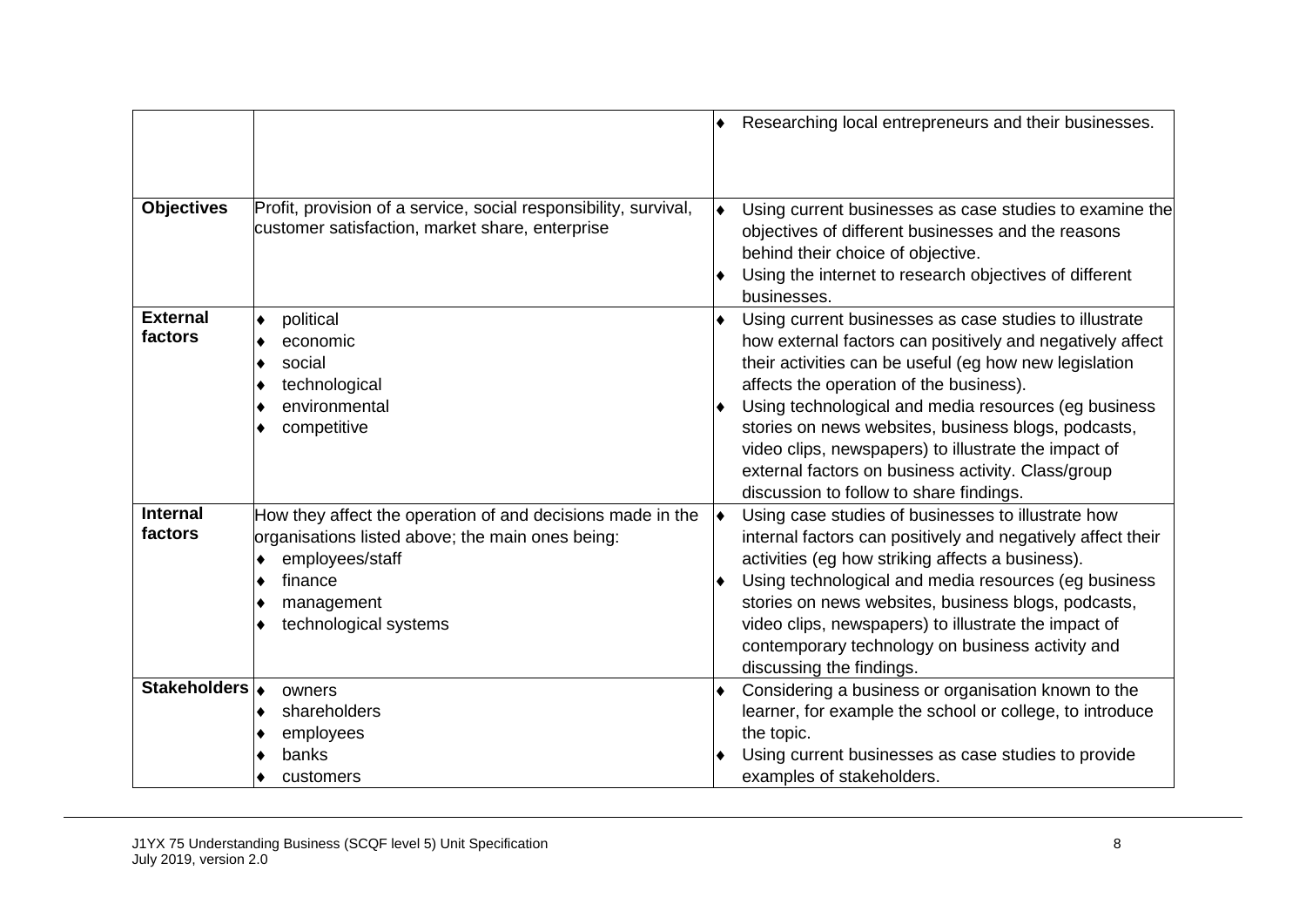| | | |
|---|---|---|
| | | ♦ Researching local entrepreneurs and their businesses. |
| **Objectives** | Profit, provision of a service, social responsibility, survival, customer satisfaction, market share, enterprise | ♦ Using current businesses as case studies to examine the objectives of different businesses and the reasons behind their choice of objective.<br>♦ Using the internet to research objectives of different businesses. |
| **External factors** | ♦ political<br>♦ economic<br>♦ social<br>♦ technological<br>♦ environmental<br>♦ competitive | ♦ Using current businesses as case studies to illustrate how external factors can positively and negatively affect their activities can be useful (eg how new legislation affects the operation of the business).<br>♦ Using technological and media resources (eg business stories on news websites, business blogs, podcasts, video clips, newspapers) to illustrate the impact of external factors on business activity. Class/group discussion to follow to share findings. |
| **Internal factors** | How they affect the operation of and decisions made in the organisations listed above; the main ones being:<br>♦ employees/staff<br>♦ finance<br>♦ management<br>♦ technological systems | ♦ Using case studies of businesses to illustrate how internal factors can positively and negatively affect their activities (eg how striking affects a business).<br>♦ Using technological and media resources (eg business stories on news websites, business blogs, podcasts, video clips, newspapers) to illustrate the impact of contemporary technology on business activity and discussing the findings. |
| **Stakeholders** | ♦ owners<br>♦ shareholders<br>♦ employees<br>♦ banks<br>♦ customers | ♦ Considering a business or organisation known to the learner, for example the school or college, to introduce the topic.<br>♦ Using current businesses as case studies to provide examples of stakeholders. |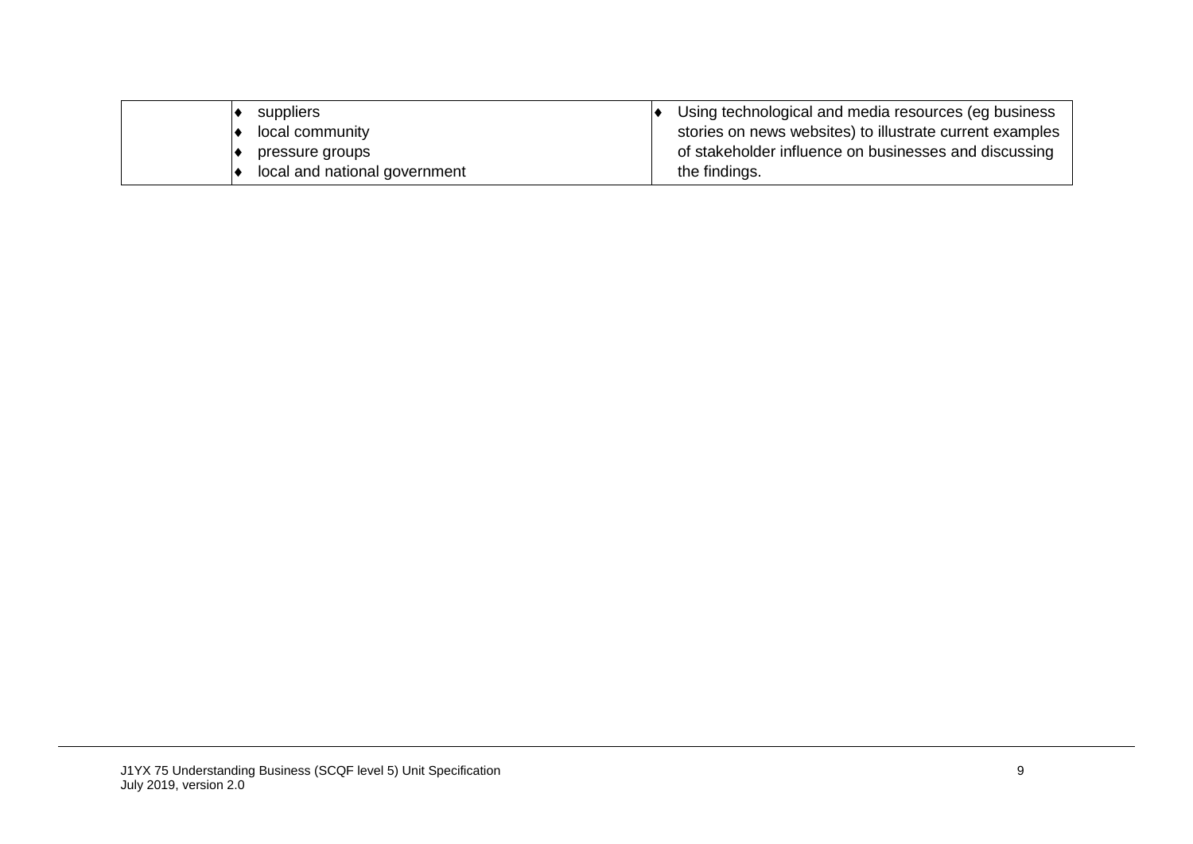|  |  |  |
|---|---|---|
|  | ♦ suppliers<br>♦ local community<br>♦ pressure groups<br>♦ local and national government | ♦ Using technological and media resources (eg business stories on news websites) to illustrate current examples of stakeholder influence on businesses and discussing the findings. |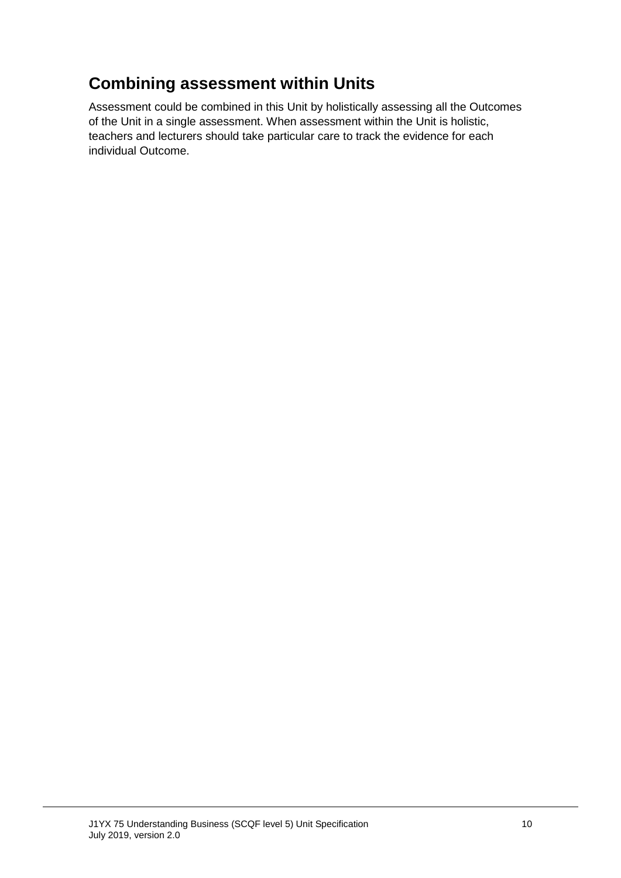## Combining assessment within Units

Assessment could be combined in this Unit by holistically assessing all the Outcomes of the Unit in a single assessment. When assessment within the Unit is holistic, teachers and lecturers should take particular care to track the evidence for each individual Outcome.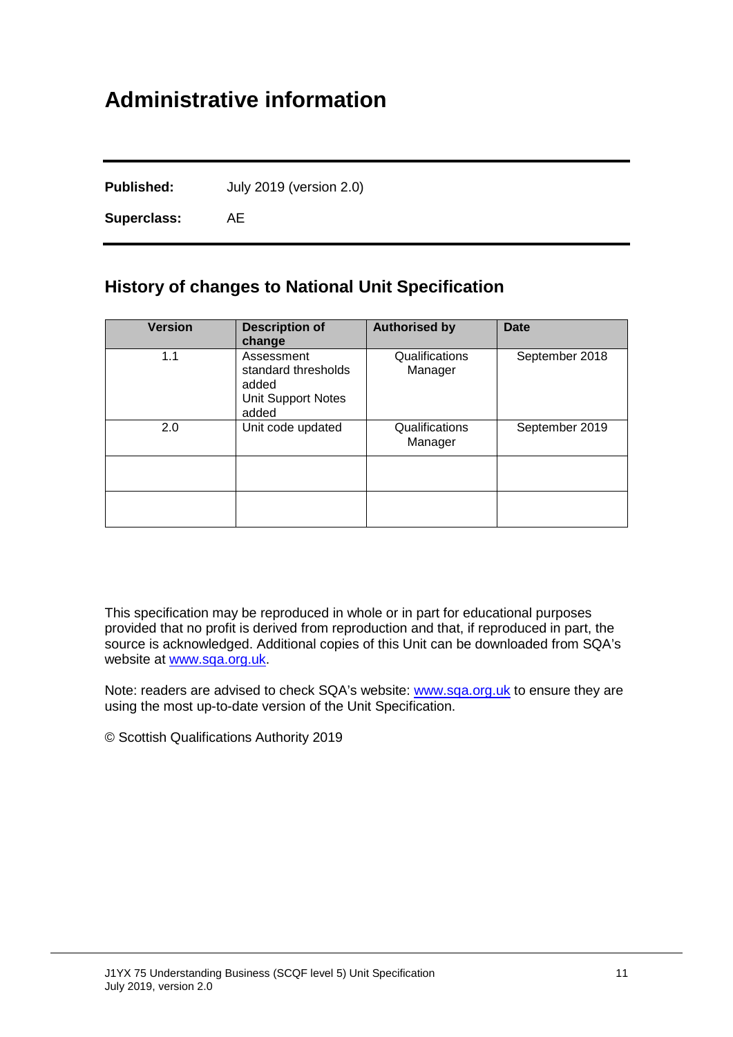# Administrative information

**Published:** July 2019 (version 2.0)

**Superclass:** AE

## History of changes to National Unit Specification

| Version | Description of change | Authorised by | Date |
|---|---|---|---|
| 1.1 | Assessment standard thresholds added<br>Unit Support Notes added | Qualifications Manager | September 2018 |
| 2.0 | Unit code updated | Qualifications Manager | September 2019 |
| | | | |
| | | | |

This specification may be reproduced in whole or in part for educational purposes provided that no profit is derived from reproduction and that, if reproduced in part, the source is acknowledged. Additional copies of this Unit can be downloaded from SQA's website at www.sqa.org.uk.

Note: readers are advised to check SQA's website: www.sqa.org.uk to ensure they are using the most up-to-date version of the Unit Specification.

© Scottish Qualifications Authority 2019